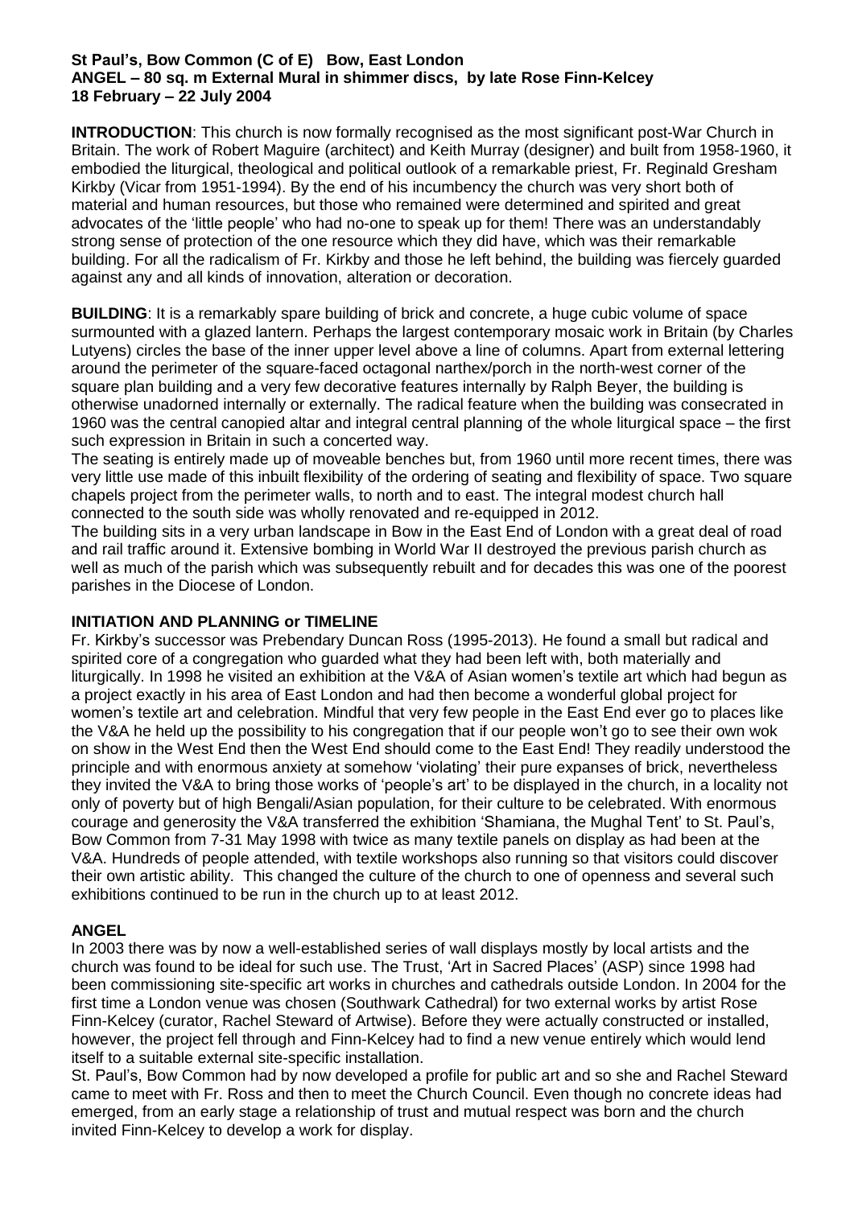**St Paul's, Bow Common (C of E) Bow, East London**
**ANGEL – 80 sq. m External Mural in shimmer discs, by late Rose Finn-Kelcey**
**18 February – 22 July 2004**

**INTRODUCTION**: This church is now formally recognised as the most significant post-War Church in Britain. The work of Robert Maguire (architect) and Keith Murray (designer) and built from 1958-1960, it embodied the liturgical, theological and political outlook of a remarkable priest, Fr. Reginald Gresham Kirkby (Vicar from 1951-1994). By the end of his incumbency the church was very short both of material and human resources, but those who remained were determined and spirited and great advocates of the 'little people' who had no-one to speak up for them! There was an understandably strong sense of protection of the one resource which they did have, which was their remarkable building. For all the radicalism of Fr. Kirkby and those he left behind, the building was fiercely guarded against any and all kinds of innovation, alteration or decoration.

**BUILDING**: It is a remarkably spare building of brick and concrete, a huge cubic volume of space surmounted with a glazed lantern. Perhaps the largest contemporary mosaic work in Britain (by Charles Lutyens) circles the base of the inner upper level above a line of columns. Apart from external lettering around the perimeter of the square-faced octagonal narthex/porch in the north-west corner of the square plan building and a very few decorative features internally by Ralph Beyer, the building is otherwise unadorned internally or externally. The radical feature when the building was consecrated in 1960 was the central canopied altar and integral central planning of the whole liturgical space – the first such expression in Britain in such a concerted way.

The seating is entirely made up of moveable benches but, from 1960 until more recent times, there was very little use made of this inbuilt flexibility of the ordering of seating and flexibility of space. Two square chapels project from the perimeter walls, to north and to east. The integral modest church hall connected to the south side was wholly renovated and re-equipped in 2012.

The building sits in a very urban landscape in Bow in the East End of London with a great deal of road and rail traffic around it. Extensive bombing in World War II destroyed the previous parish church as well as much of the parish which was subsequently rebuilt and for decades this was one of the poorest parishes in the Diocese of London.

**INITIATION AND PLANNING or TIMELINE**

Fr. Kirkby's successor was Prebendary Duncan Ross (1995-2013). He found a small but radical and spirited core of a congregation who guarded what they had been left with, both materially and liturgically. In 1998 he visited an exhibition at the V&A of Asian women's textile art which had begun as a project exactly in his area of East London and had then become a wonderful global project for women's textile art and celebration. Mindful that very few people in the East End ever go to places like the V&A he held up the possibility to his congregation that if our people won't go to see their own wok on show in the West End then the West End should come to the East End! They readily understood the principle and with enormous anxiety at somehow 'violating' their pure expanses of brick, nevertheless they invited the V&A to bring those works of 'people's art' to be displayed in the church, in a locality not only of poverty but of high Bengali/Asian population, for their culture to be celebrated. With enormous courage and generosity the V&A transferred the exhibition 'Shamiana, the Mughal Tent' to St. Paul's, Bow Common from 7-31 May 1998 with twice as many textile panels on display as had been at the V&A. Hundreds of people attended, with textile workshops also running so that visitors could discover their own artistic ability. This changed the culture of the church to one of openness and several such exhibitions continued to be run in the church up to at least 2012.

**ANGEL**

In 2003 there was by now a well-established series of wall displays mostly by local artists and the church was found to be ideal for such use. The Trust, 'Art in Sacred Places' (ASP) since 1998 had been commissioning site-specific art works in churches and cathedrals outside London. In 2004 for the first time a London venue was chosen (Southwark Cathedral) for two external works by artist Rose Finn-Kelcey (curator, Rachel Steward of Artwise). Before they were actually constructed or installed, however, the project fell through and Finn-Kelcey had to find a new venue entirely which would lend itself to a suitable external site-specific installation.

St. Paul's, Bow Common had by now developed a profile for public art and so she and Rachel Steward came to meet with Fr. Ross and then to meet the Church Council. Even though no concrete ideas had emerged, from an early stage a relationship of trust and mutual respect was born and the church invited Finn-Kelcey to develop a work for display.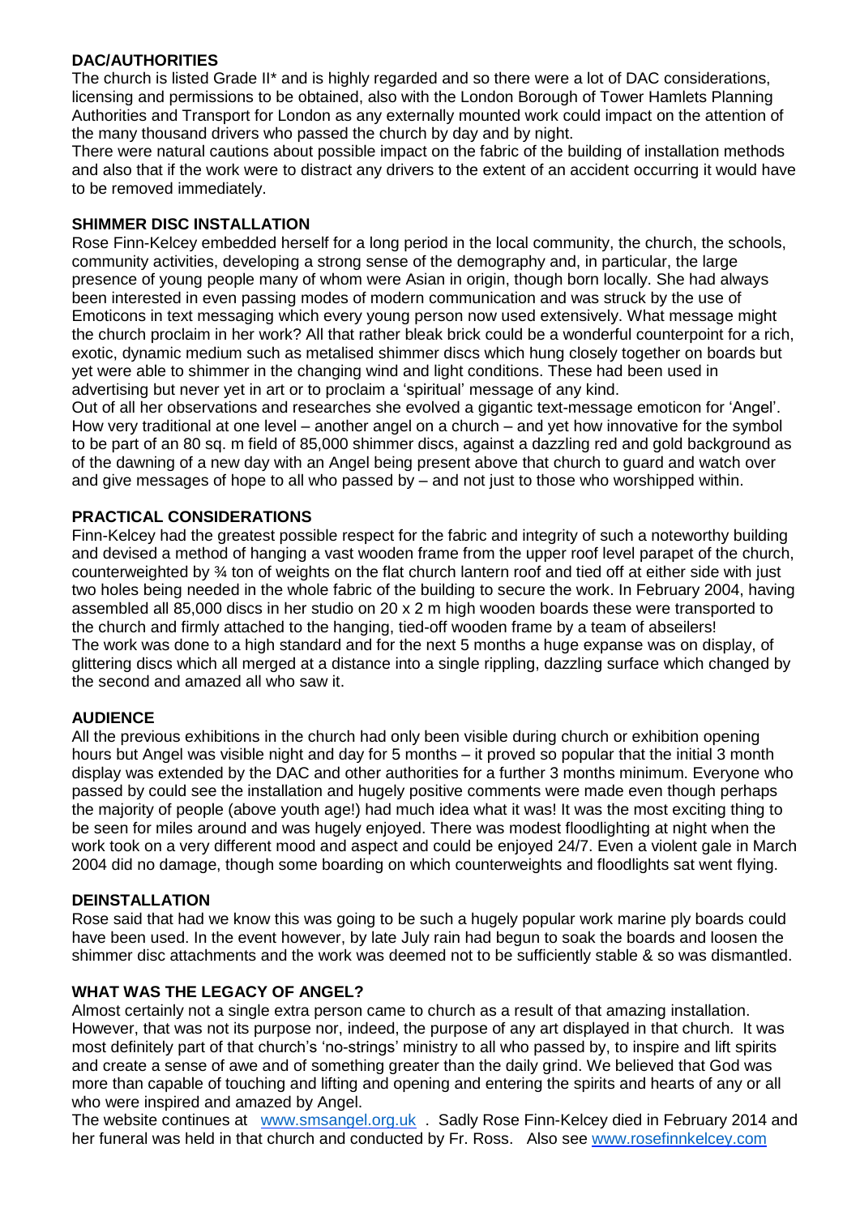## DAC/AUTHORITIES

The church is listed Grade II* and is highly regarded and so there were a lot of DAC considerations, licensing and permissions to be obtained, also with the London Borough of Tower Hamlets Planning Authorities and Transport for London as any externally mounted work could impact on the attention of the many thousand drivers who passed the church by day and by night.

There were natural cautions about possible impact on the fabric of the building of installation methods and also that if the work were to distract any drivers to the extent of an accident occurring it would have to be removed immediately.

## SHIMMER DISC INSTALLATION

Rose Finn-Kelcey embedded herself for a long period in the local community, the church, the schools, community activities, developing a strong sense of the demography and, in particular, the large presence of young people many of whom were Asian in origin, though born locally. She had always been interested in even passing modes of modern communication and was struck by the use of Emoticons in text messaging which every young person now used extensively. What message might the church proclaim in her work? All that rather bleak brick could be a wonderful counterpoint for a rich, exotic, dynamic medium such as metalised shimmer discs which hung closely together on boards but yet were able to shimmer in the changing wind and light conditions. These had been used in advertising but never yet in art or to proclaim a 'spiritual' message of any kind.

Out of all her observations and researches she evolved a gigantic text-message emoticon for 'Angel'. How very traditional at one level – another angel on a church – and yet how innovative for the symbol to be part of an 80 sq. m field of 85,000 shimmer discs, against a dazzling red and gold background as of the dawning of a new day with an Angel being present above that church to guard and watch over and give messages of hope to all who passed by – and not just to those who worshipped within.

## PRACTICAL CONSIDERATIONS

Finn-Kelcey had the greatest possible respect for the fabric and integrity of such a noteworthy building and devised a method of hanging a vast wooden frame from the upper roof level parapet of the church, counterweighted by ¾ ton of weights on the flat church lantern roof and tied off at either side with just two holes being needed in the whole fabric of the building to secure the work. In February 2004, having assembled all 85,000 discs in her studio on 20 x 2 m high wooden boards these were transported to the church and firmly attached to the hanging, tied-off wooden frame by a team of abseilers!

The work was done to a high standard and for the next 5 months a huge expanse was on display, of glittering discs which all merged at a distance into a single rippling, dazzling surface which changed by the second and amazed all who saw it.

## AUDIENCE

All the previous exhibitions in the church had only been visible during church or exhibition opening hours but Angel was visible night and day for 5 months – it proved so popular that the initial 3 month display was extended by the DAC and other authorities for a further 3 months minimum. Everyone who passed by could see the installation and hugely positive comments were made even though perhaps the majority of people (above youth age!) had much idea what it was! It was the most exciting thing to be seen for miles around and was hugely enjoyed. There was modest floodlighting at night when the work took on a very different mood and aspect and could be enjoyed 24/7. Even a violent gale in March 2004 did no damage, though some boarding on which counterweights and floodlights sat went flying.

## DEINSTALLATION

Rose said that had we know this was going to be such a hugely popular work marine ply boards could have been used. In the event however, by late July rain had begun to soak the boards and loosen the shimmer disc attachments and the work was deemed not to be sufficiently stable & so was dismantled.

## WHAT WAS THE LEGACY OF ANGEL?

Almost certainly not a single extra person came to church as a result of that amazing installation. However, that was not its purpose nor, indeed, the purpose of any art displayed in that church. It was most definitely part of that church's 'no-strings' ministry to all who passed by, to inspire and lift spirits and create a sense of awe and of something greater than the daily grind. We believed that God was more than capable of touching and lifting and opening and entering the spirits and hearts of any or all who were inspired and amazed by Angel.

The website continues at [www.smsangel.org.uk](http://www.smsangel.org.uk) . Sadly Rose Finn-Kelcey died in February 2014 and her funeral was held in that church and conducted by Fr. Ross. Also see [www.rosefinnkelcey.com](http://www.rosefinnkelcey.com)